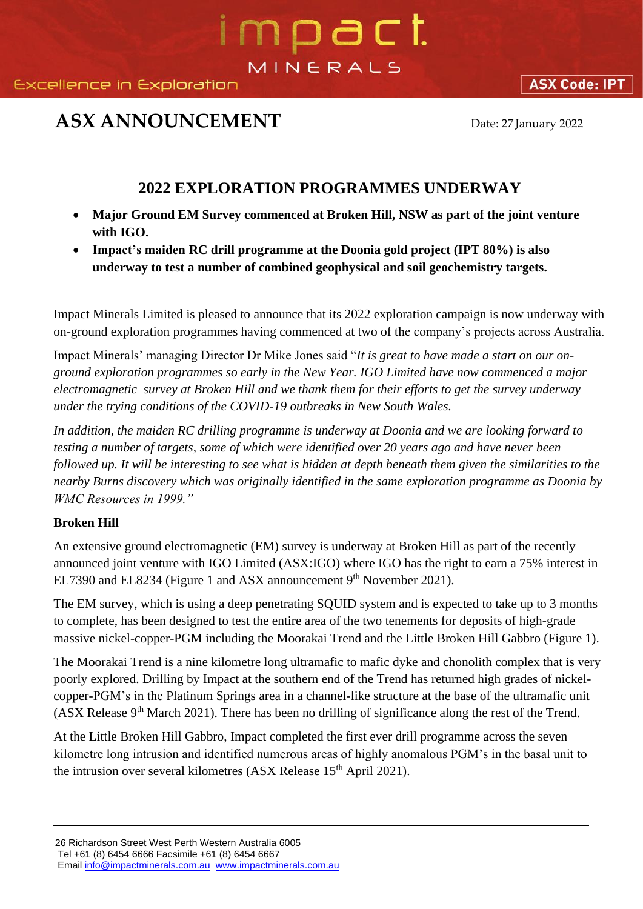# ASX ANNOUNCEMENT

Date: 27 January 2022

## 2022 EXPLORATION PROGRAMMES UNDERWAY

- **Major Ground EM Survey commenced at Broken Hill, NSW as part of the joint venture with IGO.**
- **Impact's maiden RC drill programme at the Doonia gold project (IPT 80%) is also underway to test a number of combined geophysical and soil geochemistry targets.**

Impact Minerals Limited is pleased to announce that its 2022 exploration campaign is now underway with on-ground exploration programmes having commenced at two of the company's projects across Australia.

Impact Minerals' managing Director Dr Mike Jones said "*It is great to have made a start on our on-ground exploration programmes so early in the New Year. IGO Limited have now commenced a major electromagnetic survey at Broken Hill and we thank them for their efforts to get the survey underway under the trying conditions of the COVID-19 outbreaks in New South Wales.*

*In addition, the maiden RC drilling programme is underway at Doonia and we are looking forward to testing a number of targets, some of which were identified over 20 years ago and have never been followed up. It will be interesting to see what is hidden at depth beneath them given the similarities to the nearby Burns discovery which was originally identified in the same exploration programme as Doonia by WMC Resources in 1999.*"

### Broken Hill

An extensive ground electromagnetic (EM) survey is underway at Broken Hill as part of the recently announced joint venture with IGO Limited (ASX:IGO) where IGO has the right to earn a 75% interest in EL7390 and EL8234 (Figure 1 and ASX announcement 9th November 2021).

The EM survey, which is using a deep penetrating SQUID system and is expected to take up to 3 months to complete, has been designed to test the entire area of the two tenements for deposits of high-grade massive nickel-copper-PGM including the Moorakai Trend and the Little Broken Hill Gabbro (Figure 1).

The Moorakai Trend is a nine kilometre long ultramafic to mafic dyke and chonolith complex that is very poorly explored. Drilling by Impact at the southern end of the Trend has returned high grades of nickel-copper-PGM's in the Platinum Springs area in a channel-like structure at the base of the ultramafic unit (ASX Release 9th March 2021). There has been no drilling of significance along the rest of the Trend.

At the Little Broken Hill Gabbro, Impact completed the first ever drill programme across the seven kilometre long intrusion and identified numerous areas of highly anomalous PGM's in the basal unit to the intrusion over several kilometres (ASX Release 15th April 2021).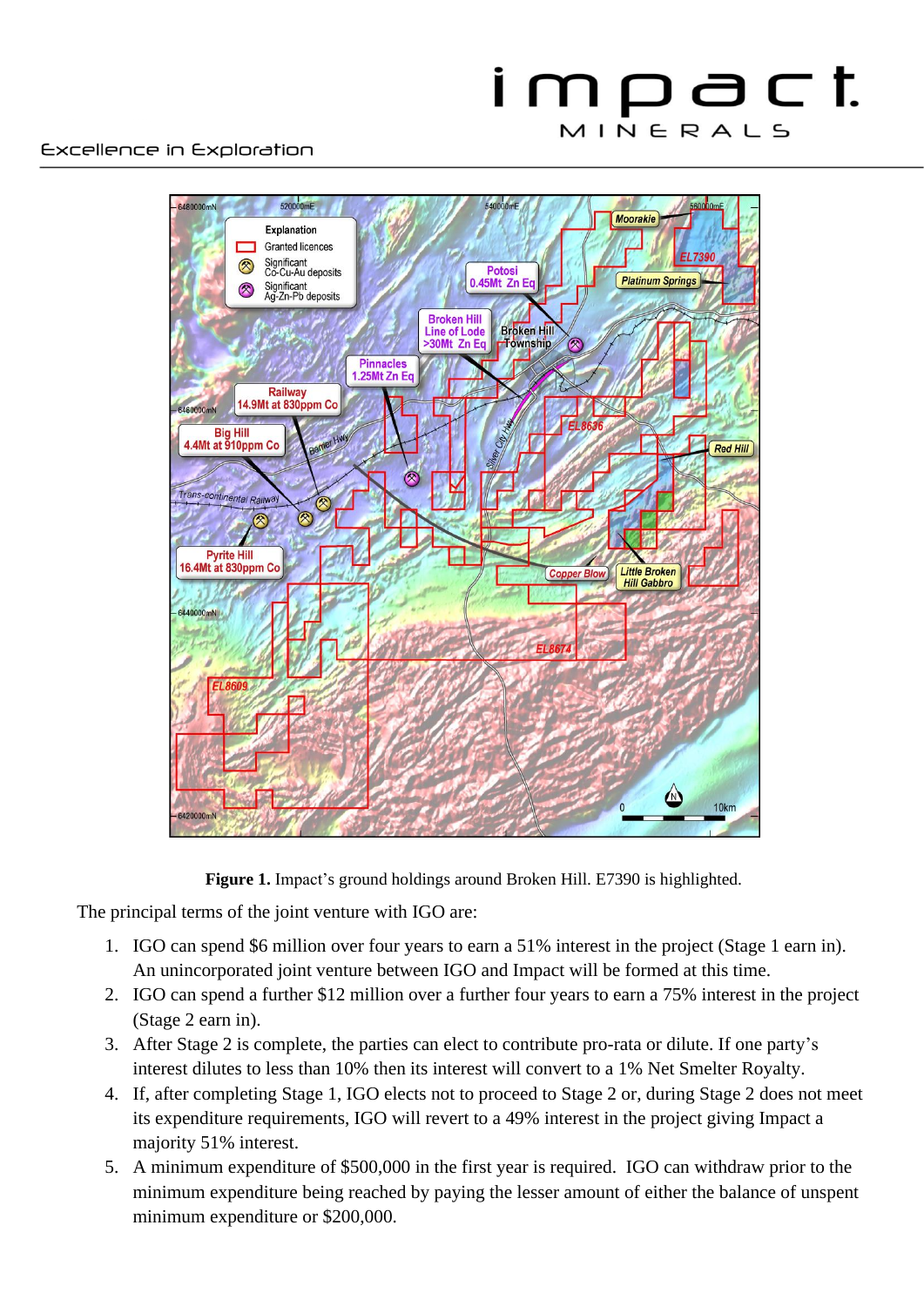**Figure 1.** Impact's ground holdings around Broken Hill. E7390 is highlighted.

The principal terms of the joint venture with IGO are:

1. IGO can spend $6 million over four years to earn a 51% interest in the project (Stage 1 earn in). An unincorporated joint venture between IGO and Impact will be formed at this time.
2. IGO can spend a further $12 million over a further four years to earn a 75% interest in the project (Stage 2 earn in).
3. After Stage 2 is complete, the parties can elect to contribute pro-rata or dilute. If one party's interest dilutes to less than 10% then its interest will convert to a 1% Net Smelter Royalty.
4. If, after completing Stage 1, IGO elects not to proceed to Stage 2 or, during Stage 2 does not meet its expenditure requirements, IGO will revert to a 49% interest in the project giving Impact a majority 51% interest.
5. A minimum expenditure of $500,000 in the first year is required. IGO can withdraw prior to the minimum expenditure being reached by paying the lesser amount of either the balance of unspent minimum expenditure or $200,000.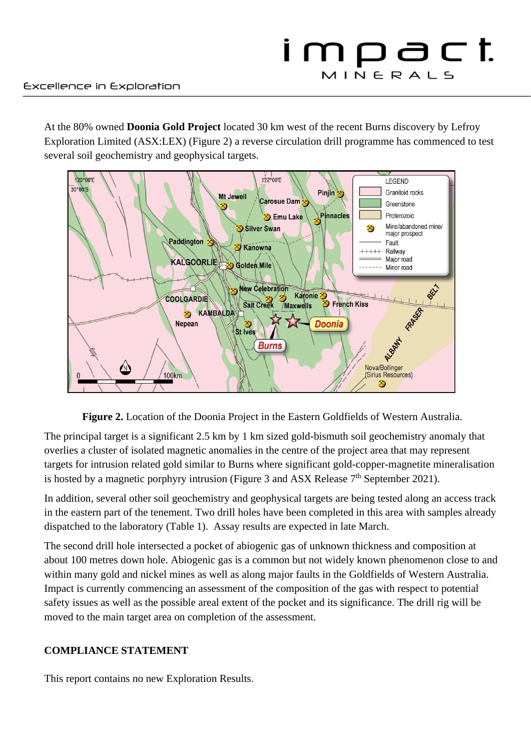At the 80% owned **Doonia Gold Project** located 30 km west of the recent Burns discovery by Lefroy Exploration Limited (ASX:LEX) (Figure 2) a reverse circulation drill programme has commenced to test several soil geochemistry and geophysical targets.

**Figure 2.** Location of the Doonia Project in the Eastern Goldfields of Western Australia.

The principal target is a significant 2.5 km by 1 km sized gold-bismuth soil geochemistry anomaly that overlies a cluster of isolated magnetic anomalies in the centre of the project area that may represent targets for intrusion related gold similar to Burns where significant gold-copper-magnetite mineralisation is hosted by a magnetic porphyry intrusion (Figure 3 and ASX Release 7th September 2021).

In addition, several other soil geochemistry and geophysical targets are being tested along an access track in the eastern part of the tenement. Two drill holes have been completed in this area with samples already dispatched to the laboratory (Table 1). Assay results are expected in late March.

The second drill hole intersected a pocket of abiogenic gas of unknown thickness and composition at about 100 metres down hole. Abiogenic gas is a common but not widely known phenomenon close to and within many gold and nickel mines as well as along major faults in the Goldfields of Western Australia. Impact is currently commencing an assessment of the composition of the gas with respect to potential safety issues as well as the possible areal extent of the pocket and its significance. The drill rig will be moved to the main target area on completion of the assessment.

**COMPLIANCE STATEMENT**

This report contains no new Exploration Results.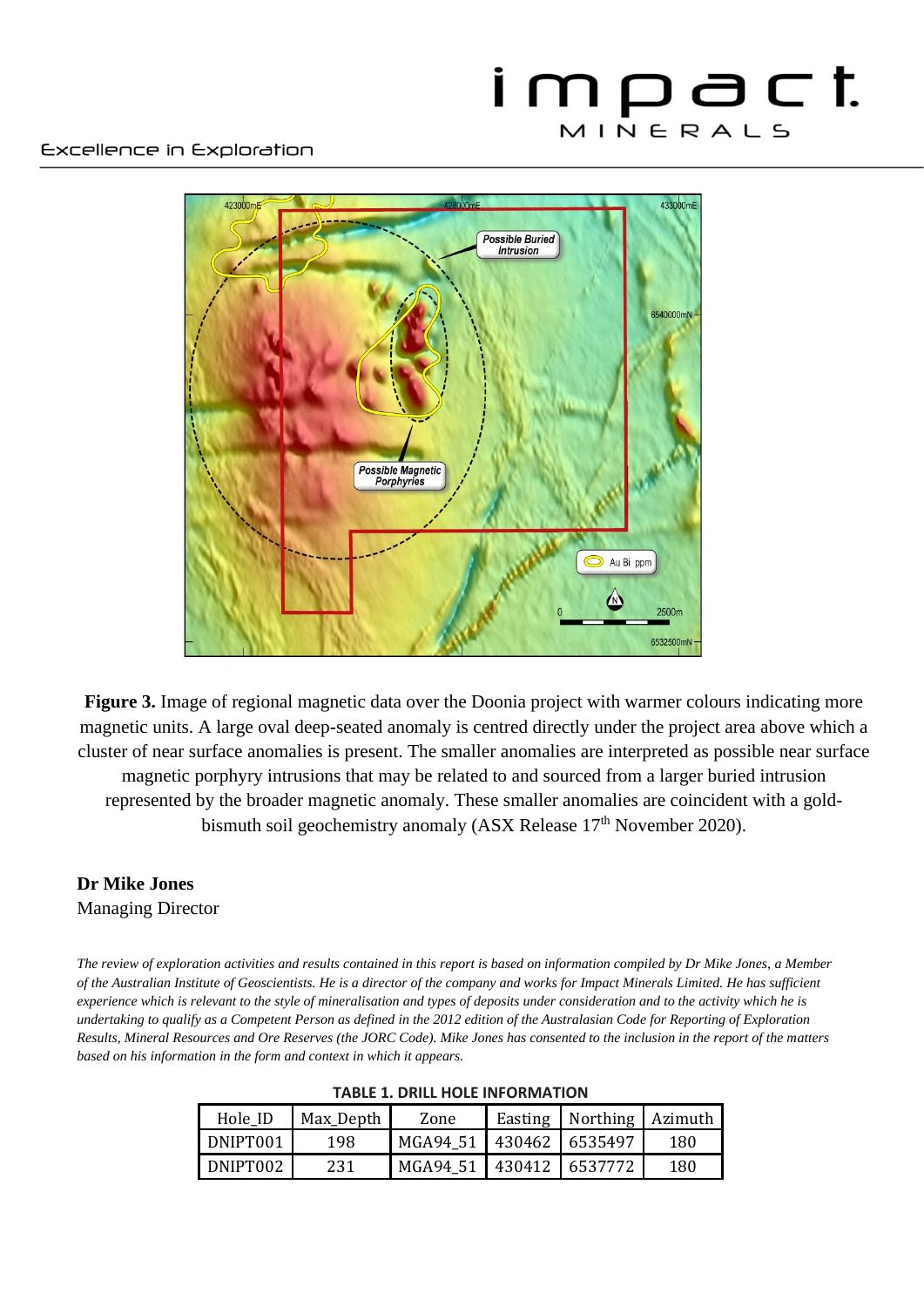423000mE
428000mE
433000mE
Possible Buried Intrusion
6540000mN
Possible Magnetic Porphyries
Au Bi ppm
0
2500m
6532500mN

**Figure 3.** Image of regional magnetic data over the Doonia project with warmer colours indicating more magnetic units. A large oval deep-seated anomaly is centred directly under the project area above which a cluster of near surface anomalies is present. The smaller anomalies are interpreted as possible near surface magnetic porphyry intrusions that may be related to and sourced from a larger buried intrusion represented by the broader magnetic anomaly. These smaller anomalies are coincident with a gold-bismuth soil geochemistry anomaly (ASX Release 17th November 2020).

**Dr Mike Jones**
Managing Director

*The review of exploration activities and results contained in this report is based on information compiled by Dr Mike Jones, a Member of the Australian Institute of Geoscientists. He is a director of the company and works for Impact Minerals Limited. He has sufficient experience which is relevant to the style of mineralisation and types of deposits under consideration and to the activity which he is undertaking to qualify as a Competent Person as defined in the 2012 edition of the Australasian Code for Reporting of Exploration Results, Mineral Resources and Ore Reserves (the JORC Code). Mike Jones has consented to the inclusion in the report of the matters based on his information in the form and context in which it appears.*

**TABLE 1. DRILL HOLE INFORMATION**

| Hole_ID | Max_Depth | Zone | Easting | Northing | Azimuth |
|---|---|---|---|---|---|
| DNIPT001 | 198 | MGA94_51 | 430462 | 6535497 | 180 |
| DNIPT002 | 231 | MGA94_51 | 430412 | 6537772 | 180 |